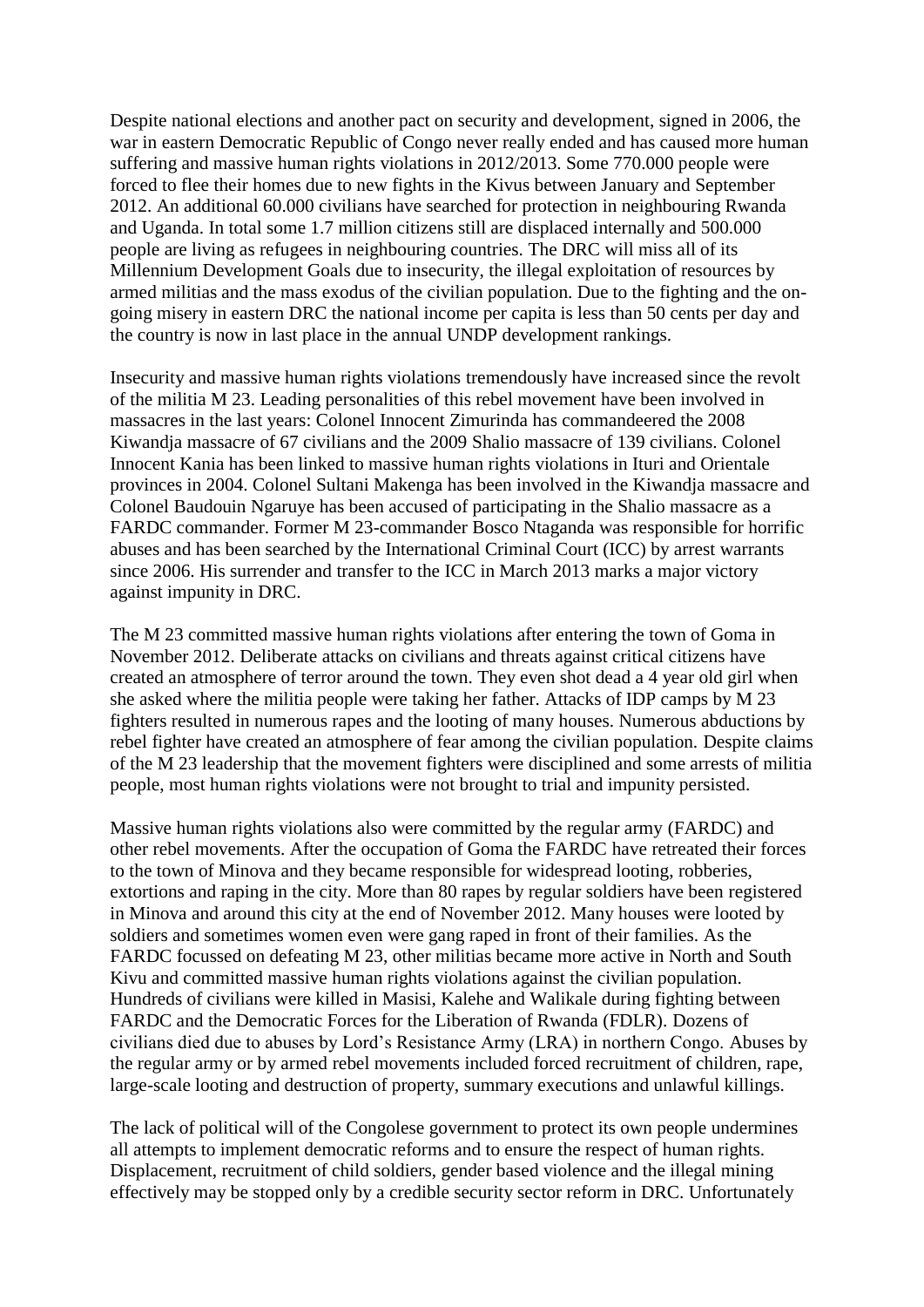Despite national elections and another pact on security and development, signed in 2006, the war in eastern Democratic Republic of Congo never really ended and has caused more human suffering and massive human rights violations in 2012/2013. Some 770.000 people were forced to flee their homes due to new fights in the Kivus between January and September 2012. An additional 60.000 civilians have searched for protection in neighbouring Rwanda and Uganda. In total some 1.7 million citizens still are displaced internally and 500.000 people are living as refugees in neighbouring countries. The DRC will miss all of its Millennium Development Goals due to insecurity, the illegal exploitation of resources by armed militias and the mass exodus of the civilian population. Due to the fighting and the on-going misery in eastern DRC the national income per capita is less than 50 cents per day and the country is now in last place in the annual UNDP development rankings.

Insecurity and massive human rights violations tremendously have increased since the revolt of the militia M 23. Leading personalities of this rebel movement have been involved in massacres in the last years: Colonel Innocent Zimurinda has commandeered the 2008 Kiwandja massacre of 67 civilians and the 2009 Shalio massacre of 139 civilians. Colonel Innocent Kania has been linked to massive human rights violations in Ituri and Orientale provinces in 2004. Colonel Sultani Makenga has been involved in the Kiwandja massacre and Colonel Baudouin Ngaruye has been accused of participating in the Shalio massacre as a FARDC commander. Former M 23-commander Bosco Ntaganda was responsible for horrific abuses and has been searched by the International Criminal Court (ICC) by arrest warrants since 2006. His surrender and transfer to the ICC in March 2013 marks a major victory against impunity in DRC.

The M 23 committed massive human rights violations after entering the town of Goma in November 2012. Deliberate attacks on civilians and threats against critical citizens have created an atmosphere of terror around the town. They even shot dead a 4 year old girl when she asked where the militia people were taking her father. Attacks of IDP camps by M 23 fighters resulted in numerous rapes and the looting of many houses. Numerous abductions by rebel fighter have created an atmosphere of fear among the civilian population. Despite claims of the M 23 leadership that the movement fighters were disciplined and some arrests of militia people, most human rights violations were not brought to trial and impunity persisted.

Massive human rights violations also were committed by the regular army (FARDC) and other rebel movements. After the occupation of Goma the FARDC have retreated their forces to the town of Minova and they became responsible for widespread looting, robberies, extortions and raping in the city. More than 80 rapes by regular soldiers have been registered in Minova and around this city at the end of November 2012. Many houses were looted by soldiers and sometimes women even were gang raped in front of their families. As the FARDC focussed on defeating M 23, other militias became more active in North and South Kivu and committed massive human rights violations against the civilian population. Hundreds of civilians were killed in Masisi, Kalehe and Walikale during fighting between FARDC and the Democratic Forces for the Liberation of Rwanda (FDLR). Dozens of civilians died due to abuses by Lord's Resistance Army (LRA) in northern Congo. Abuses by the regular army or by armed rebel movements included forced recruitment of children, rape, large-scale looting and destruction of property, summary executions and unlawful killings.

The lack of political will of the Congolese government to protect its own people undermines all attempts to implement democratic reforms and to ensure the respect of human rights. Displacement, recruitment of child soldiers, gender based violence and the illegal mining effectively may be stopped only by a credible security sector reform in DRC. Unfortunately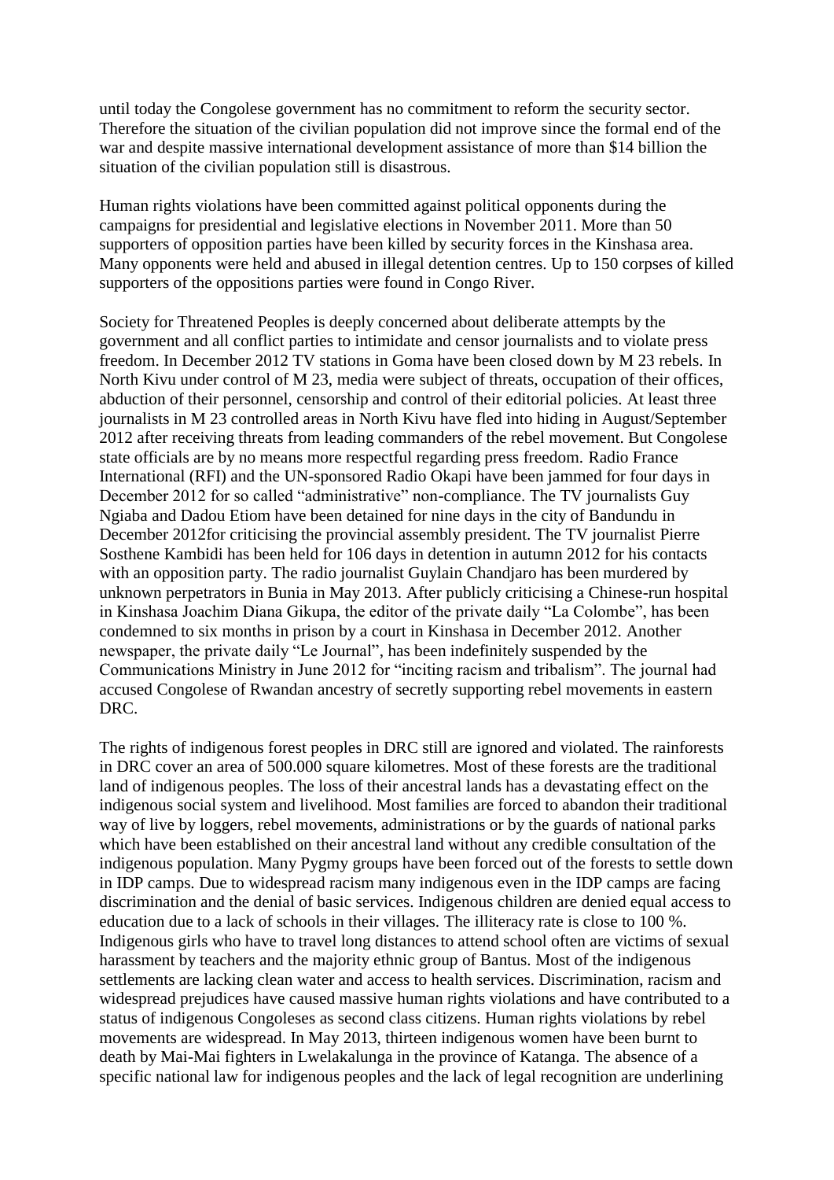until today the Congolese government has no commitment to reform the security sector. Therefore the situation of the civilian population did not improve since the formal end of the war and despite massive international development assistance of more than $14 billion the situation of the civilian population still is disastrous.

Human rights violations have been committed against political opponents during the campaigns for presidential and legislative elections in November 2011. More than 50 supporters of opposition parties have been killed by security forces in the Kinshasa area. Many opponents were held and abused in illegal detention centres. Up to 150 corpses of killed supporters of the oppositions parties were found in Congo River.

Society for Threatened Peoples is deeply concerned about deliberate attempts by the government and all conflict parties to intimidate and censor journalists and to violate press freedom. In December 2012 TV stations in Goma have been closed down by M 23 rebels. In North Kivu under control of M 23, media were subject of threats, occupation of their offices, abduction of their personnel, censorship and control of their editorial policies. At least three journalists in M 23 controlled areas in North Kivu have fled into hiding in August/September 2012 after receiving threats from leading commanders of the rebel movement. But Congolese state officials are by no means more respectful regarding press freedom. Radio France International (RFI) and the UN-sponsored Radio Okapi have been jammed for four days in December 2012 for so called "administrative" non-compliance. The TV journalists Guy Ngiaba and Dadou Etiom have been detained for nine days in the city of Bandundu in December 2012for criticising the provincial assembly president. The TV journalist Pierre Sosthene Kambidi has been held for 106 days in detention in autumn 2012 for his contacts with an opposition party. The radio journalist Guylain Chandjaro has been murdered by unknown perpetrators in Bunia in May 2013. After publicly criticising a Chinese-run hospital in Kinshasa Joachim Diana Gikupa, the editor of the private daily "La Colombe", has been condemned to six months in prison by a court in Kinshasa in December 2012. Another newspaper, the private daily "Le Journal", has been indefinitely suspended by the Communications Ministry in June 2012 for "inciting racism and tribalism". The journal had accused Congolese of Rwandan ancestry of secretly supporting rebel movements in eastern DRC.

The rights of indigenous forest peoples in DRC still are ignored and violated. The rainforests in DRC cover an area of 500.000 square kilometres. Most of these forests are the traditional land of indigenous peoples. The loss of their ancestral lands has a devastating effect on the indigenous social system and livelihood. Most families are forced to abandon their traditional way of live by loggers, rebel movements, administrations or by the guards of national parks which have been established on their ancestral land without any credible consultation of the indigenous population. Many Pygmy groups have been forced out of the forests to settle down in IDP camps. Due to widespread racism many indigenous even in the IDP camps are facing discrimination and the denial of basic services. Indigenous children are denied equal access to education due to a lack of schools in their villages. The illiteracy rate is close to 100 %. Indigenous girls who have to travel long distances to attend school often are victims of sexual harassment by teachers and the majority ethnic group of Bantus. Most of the indigenous settlements are lacking clean water and access to health services. Discrimination, racism and widespread prejudices have caused massive human rights violations and have contributed to a status of indigenous Congoleses as second class citizens. Human rights violations by rebel movements are widespread. In May 2013, thirteen indigenous women have been burnt to death by Mai-Mai fighters in Lwelakalunga in the province of Katanga. The absence of a specific national law for indigenous peoples and the lack of legal recognition are underlining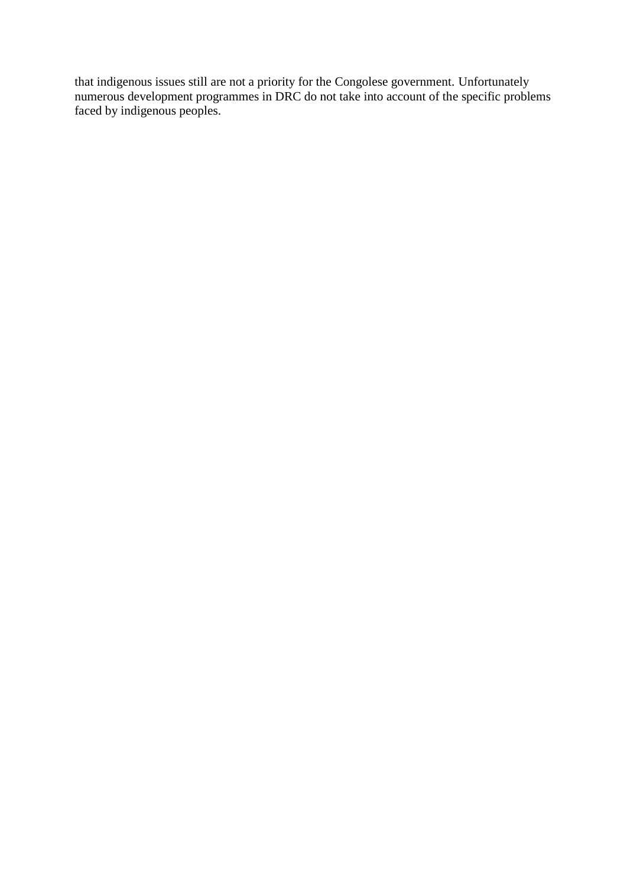that indigenous issues still are not a priority for the Congolese government. Unfortunately numerous development programmes in DRC do not take into account of the specific problems faced by indigenous peoples.